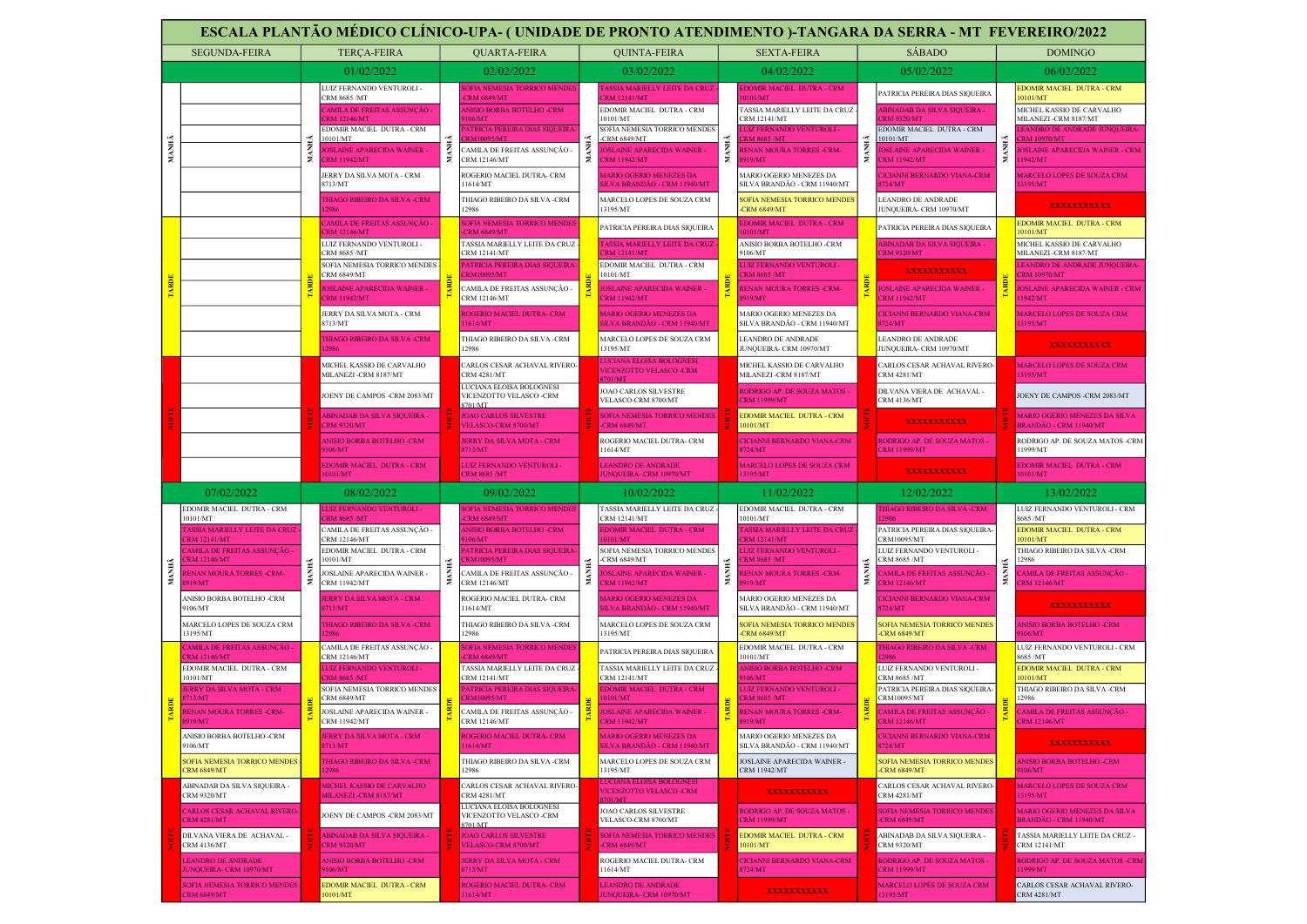# ESCALA PLANTÃO MÉDICO CLÍNICO-UPA- ( UNIDADE DE PRONTO ATENDIMENTO )-TANGARA DA SERRA - MT FEVEREIRO/2022

| | SEGUNDA-FEIRA | TERÇA-FEIRA | QUARTA-FEIRA | QUINTA-FEIRA | SEXTA-FEIRA | SÁBADO | DOMINGO |
|---|---|---|---|---|---|---|---|
| | | 01/02/2022 | 02/02/2022 | 03/02/2022 | 04/02/2022 | 05/02/2022 | 06/02/2022 |
| MANHÃ | | LUIZ FERNANDO VENTUROLI - CRM 8685 /MT | SOFIA NEMESIA TORRICO MENDES -CRM 6849/MT | TASSIA MARIELLY LEITE DA CRUZ -CRM 12141/MT | EDOMIR MACIEL DUTRA - CRM 10101/MT | PATRICIA PEREIRA DIAS SIQUEIRA | EDOMIR MACIEL DUTRA - CRM 10101/MT |
| MANHÃ | | CAMILA DE FREITAS ASSUNÇÃO - CRM 12146/MT | ANISIO BORBA BOTELHO -CRM 9106/MT | EDOMIR MACIEL DUTRA - CRM 10101/MT | TASSIA MARIELLY LEITE DA CRUZ - CRM 12141/MT | ABINADAB DA SILVA SIQUEIRA - CRM 9320/MT | MICHEL KASSIO DE CARVALHO MILANEZI -CRM 8187/MT |
| MANHÃ | | EDOMIR MACIEL DUTRA - CRM 10101/MT | PATRICIA PEREIRA DIAS SIQUEIRA-CRM10095/MT | SOFIA NEMESIA TORRICO MENDES -CRM 6849/MT | LUIZ FERNANDO VENTUROLI - CRM 8685 /MT | EDOMIR MACIEL DUTRA - CRM 10101/MT | LEANDRO DE ANDRADE JUNQUEIRA-CRM 10970/MT |
| MANHÃ | | JOSLAINE APARECIDA WAINER - CRM 11942/MT | CAMILA DE FREITAS ASSUNÇÃO - CRM 12146/MT | JOSLAINE APARECIDA WAINER - CRM 11942/MT | RENAN MOURA TORRES -CRM-8919/MT | JOSLAINE APARECIDA WAINER - CRM 11942/MT | JOSLAINE APARECIDA WAINER - CRM 11942/MT |
| MANHÃ | | JERRY DA SILVA MOTA - CRM 8713/MT | ROGERIO MACIEL DUTRA- CRM 11614/MT | MARIO OGERIO MENEZES DA SILVA BRANDÃO - CRM 11940/MT | MARIO OGERIO MENEZES DA SILVA BRANDÃO - CRM 11940/MT | CICIANNI BERNARDO VIANA-CRM 8724/MT | MARCELO LOPES DE SOUZA CRM 13195/MT |
| MANHÃ | | THIAGO RIBEIRO DA SILVA -CRM 12986 | THIAGO RIBEIRO DA SILVA -CRM 12986 | MARCELO LOPES DE SOUZA CRM 13195/MT | SOFIA NEMESIA TORRICO MENDES -CRM 6849/MT | LEANDRO DE ANDRADE JUNQUEIRA- CRM 10970/MT | XXXXXXXXXXX |
| TARDE | | CAMILA DE FREITAS ASSUNÇÃO - CRM 12146/MT | SOFIA NEMESIA TORRICO MENDES -CRM 6849/MT | PATRICIA PEREIRA DIAS SIQUEIRA | EDOMIR MACIEL DUTRA - CRM 10101/MT | PATRICIA PEREIRA DIAS SIQUEIRA | EDOMIR MACIEL DUTRA - CRM 10101/MT |
| TARDE | | LUIZ FERNANDO VENTUROLI - CRM 8685 /MT | TASSIA MARIELLY LEITE DA CRUZ - CRM 12141/MT | TASSIA MARIELLY LEITE DA CRUZ - CRM 12141/MT | ANISIO BORBA BOTELHO -CRM 9106/MT | ABINADAB DA SILVA SIQUEIRA - CRM 9320/MT | MICHEL KASSIO DE CARVALHO MILANEZI -CRM 8187/MT |
| TARDE | | SOFIA NEMESIA TORRICO MENDES - CRM 6849/MT | PATRICIA PEREIRA DIAS SIQUEIRA-CRM10095/MT | EDOMIR MACIEL DUTRA - CRM 10101/MT | LUIZ FERNANDO VENTUROLI - CRM 8685 /MT | XXXXXXXXXXX | LEANDRO DE ANDRADE JUNQUEIRA-CRM 10970/MT |
| TARDE | | JOSLAINE APARECIDA WAINER - CRM 11942/MT | CAMILA DE FREITAS ASSUNÇÃO - CRM 12146/MT | JOSLAINE APARECIDA WAINER - CRM 11942/MT | RENAN MOURA TORRES -CRM-8919/MT | JOSLAINE APARECIDA WAINER - CRM 11942/MT | JOSLAINE APARECIDA WAINER - CRM 11942/MT |
| TARDE | | JERRY DA SILVA MOTA - CRM 8713/MT | ROGERIO MACIEL DUTRA- CRM 11614/MT | MARIO OGERIO MENEZES DA SILVA BRANDÃO - CRM 11940/MT | MARIO OGERIO MENEZES DA SILVA BRANDÃO - CRM 11940/MT | CICIANNI BERNARDO VIANA-CRM 8724/MT | MARCELO LOPES DE SOUZA CRM 13195/MT |
| TARDE | | THIAGO RIBEIRO DA SILVA -CRM 12986 | THIAGO RIBEIRO DA SILVA -CRM 12986 | MARCELO LOPES DE SOUZA CRM 13195/MT | LEANDRO DE ANDRADE JUNQUEIRA- CRM 10970/MT | LEANDRO DE ANDRADE JUNQUEIRA- CRM 10970/MT | XXXXXXXXXXX |
| NOITE | | MICHEL KASSIO DE CARVALHO MILANEZI -CRM 8187/MT | CARLOS CESAR ACHAVAL RIVERO-CRM 4281/MT | LUCIANA ELOISA BOLOGNESI VICENZOTTO VELASCO -CRM 8701/MT | MICHEL KASSIO DE CARVALHO MILANEZI -CRM 8187/MT | CARLOS CESAR ACHAVAL RIVERO-CRM 4281/MT | MARCELO LOPES DE SOUZA CRM 13195/MT |
| NOITE | | JOENY DE CAMPOS -CRM 2083/MT | LUCIANA ELOISA BOLOGNESI VICENZOTTO VELASCO -CRM 8701/MT | JOAO CARLOS SILVESTRE VELASCO-CRM 8700/MT | RODRIGO AP. DE SOUZA MATOS - CRM 11999/MT | DILVANA VIERA DE ACHAVAL - CRM 4136/MT | JOENY DE CAMPOS -CRM 2083/MT |
| NOITE | | ABINADAB DA SILVA SIQUEIRA - CRM 9320/MT | JOAO CARLOS SILVESTRE VELASCO-CRM 8700/MT | SOFIA NEMESIA TORRICO MENDES -CRM 6849/MT | EDOMIR MACIEL DUTRA - CRM 10101/MT | XXXXXXXXXXX | MARIO OGERIO MENEZES DA SILVA BRANDÃO - CRM 11940/MT |
| NOITE | | ANISIO BORBA BOTELHO -CRM 9106/MT | JERRY DA SILVA MOTA - CRM 8713/MT | ROGERIO MACIEL DUTRA- CRM 11614/MT | CICIANNI BERNARDO VIANA-CRM 8724/MT | RODRIGO AP. DE SOUZA MATOS - CRM 11999/MT | RODRIGO AP. DE SOUZA MATOS -CRM 11999/MT |
| NOITE | | EDOMIR MACIEL DUTRA - CRM 10101/MT | LUIZ FERNANDO VENTUROLI - CRM 8685 /MT | LEANDRO DE ANDRADE JUNQUEIRA- CRM 10970/MT | MARCELO LOPES DE SOUZA CRM 13195/MT | XXXXXXXXXXX | EDOMIR MACIEL DUTRA - CRM 10101/MT |
| | 07/02/2022 | 08/02/2022 | 09/02/2022 | 10/02/2022 | 11/02/2022 | 12/02/2022 | 13/02/2022 |
| MANHÃ | EDOMIR MACIEL DUTRA - CRM 10101/MT | LUIZ FERNANDO VENTUROLI - CRM 8685 /MT | SOFIA NEMESIA TORRICO MENDES -CRM 6849/MT | TASSIA MARIELLY LEITE DA CRUZ - CRM 12141/MT | EDOMIR MACIEL DUTRA - CRM 10101/MT | THIAGO RIBEIRO DA SILVA -CRM 12986 | LUIZ FERNANDO VENTUROLI - CRM 8685 /MT |
| MANHÃ | TASSIA MARIELLY LEITE DA CRUZ - CRM 12141/MT | CAMILA DE FREITAS ASSUNÇÃO - CRM 12146/MT | ANISIO BORBA BOTELHO -CRM 9106/MT | EDOMIR MACIEL DUTRA - CRM 10101/MT | TASSIA MARIELLY LEITE DA CRUZ - CRM 12141/MT | PATRICIA PEREIRA DIAS SIQUEIRA-CRM10095/MT | EDOMIR MACIEL DUTRA - CRM 10101/MT |
| MANHÃ | CAMILA DE FREITAS ASSUNÇÃO - CRM 12146/MT | EDOMIR MACIEL DUTRA - CRM 10101/MT | PATRICIA PEREIRA DIAS SIQUEIRA-CRM10095/MT | SOFIA NEMESIA TORRICO MENDES -CRM 6849/MT | LUIZ FERNANDO VENTUROLI - CRM 8685 /MT | LUIZ FERNANDO VENTUROLI - CRM 8685 /MT | THIAGO RIBEIRO DA SILVA -CRM 12986 |
| MANHÃ | RENAN MOURA TORRES -CRM-8919/MT | JOSLAINE APARECIDA WAINER - CRM 11942/MT | CAMILA DE FREITAS ASSUNÇÃO - CRM 12146/MT | JOSLAINE APARECIDA WAINER - CRM 11942/MT | RENAN MOURA TORRES -CRM-8919/MT | CAMILA DE FREITAS ASSUNÇÃO - CRM 12146/MT | CAMILA DE FREITAS ASSUNÇÃO - CRM 12146/MT |
| MANHÃ | ANISIO BORBA BOTELHO -CRM 9106/MT | JERRY DA SILVA MOTA - CRM 8713/MT | ROGERIO MACIEL DUTRA- CRM 11614/MT | MARIO OGERIO MENEZES DA SILVA BRANDÃO - CRM 11940/MT | MARIO OGERIO MENEZES DA SILVA BRANDÃO - CRM 11940/MT | CICIANNI BERNARDO VIANA-CRM 8724/MT | XXXXXXXXXXX |
| MANHÃ | MARCELO LOPES DE SOUZA CRM 13195/MT | THIAGO RIBEIRO DA SILVA -CRM 12986 | THIAGO RIBEIRO DA SILVA -CRM 12986 | MARCELO LOPES DE SOUZA CRM 13195/MT | SOFIA NEMESIA TORRICO MENDES -CRM 6849/MT | SOFIA NEMESIA TORRICO MENDES -CRM 6849/MT | ANISIO BORBA BOTELHO -CRM 9106/MT |
| TARDE | CAMILA DE FREITAS ASSUNÇÃO - CRM 12146/MT | CAMILA DE FREITAS ASSUNÇÃO - CRM 12146/MT | SOFIA NEMESIA TORRICO MENDES -CRM 6849/MT | PATRICIA PEREIRA DIAS SIQUEIRA | EDOMIR MACIEL DUTRA - CRM 10101/MT | THIAGO RIBEIRO DA SILVA -CRM 12986 | LUIZ FERNANDO VENTUROLI - CRM 8685 /MT |
| TARDE | EDOMIR MACIEL DUTRA - CRM 10101/MT | LUIZ FERNANDO VENTUROLI - CRM 8685 /MT | TASSIA MARIELLY LEITE DA CRUZ - CRM 12141/MT | TASSIA MARIELLY LEITE DA CRUZ - CRM 12141/MT | ANISIO BORBA BOTELHO -CRM 9106/MT | LUIZ FERNANDO VENTUROLI - CRM 8685 /MT | EDOMIR MACIEL DUTRA - CRM 10101/MT |
| TARDE | JERRY DA SILVA MOTA - CRM 8713/MT | SOFIA NEMESIA TORRICO MENDES - CRM 6849/MT | PATRICIA PEREIRA DIAS SIQUEIRA-CRM10095/MT | EDOMIR MACIEL DUTRA - CRM 10101/MT | LUIZ FERNANDO VENTUROLI - CRM 8685 /MT | PATRICIA PEREIRA DIAS SIQUEIRA-CRM10095/MT | THIAGO RIBEIRO DA SILVA -CRM 12986 |
| TARDE | RENAN MOURA TORRES -CRM-8919/MT | JOSLAINE APARECIDA WAINER - CRM 11942/MT | CAMILA DE FREITAS ASSUNÇÃO - CRM 12146/MT | JOSLAINE APARECIDA WAINER - CRM 11942/MT | RENAN MOURA TORRES -CRM-8919/MT | CAMILA DE FREITAS ASSUNÇÃO - CRM 12146/MT | CAMILA DE FREITAS ASSUNÇÃO - CRM 12146/MT |
| TARDE | ANISIO BORBA BOTELHO -CRM 9106/MT | JERRY DA SILVA MOTA - CRM 8713/MT | ROGERIO MACIEL DUTRA- CRM 11614/MT | MARIO OGERIO MENEZES DA SILVA BRANDÃO - CRM 11940/MT | MARIO OGERIO MENEZES DA SILVA BRANDÃO - CRM 11940/MT | CICIANNI BERNARDO VIANA-CRM 8724/MT | XXXXXXXXXXX |
| TARDE | SOFIA NEMESIA TORRICO MENDES CRM 6849/MT | THIAGO RIBEIRO DA SILVA -CRM 12986 | THIAGO RIBEIRO DA SILVA -CRM 12986 | MARCELO LOPES DE SOUZA CRM 13195/MT | JOSLAINE APARECIDA WAINER - CRM 11942/MT | SOFIA NEMESIA TORRICO MENDES -CRM 6849/MT | ANISIO BORBA BOTELHO -CRM 9106/MT |
| NOITE | ABINADAB DA SILVA SIQUEIRA - CRM 9320/MT | MICHEL KASSIO DE CARVALHO MILANEZI -CRM 8187/MT | CARLOS CESAR ACHAVAL RIVERO-CRM 4281/MT | LUCIANA ELOISA BOLOGNESI VICENZOTTO VELASCO -CRM 8701/MT | XXXXXXXXXXX | CARLOS CESAR ACHAVAL RIVERO-CRM 4281/MT | MARCELO LOPES DE SOUZA CRM 13195/MT |
| NOITE | CARLOS CESAR ACHAVAL RIVERO-CRM 4281/MT | JOENY DE CAMPOS -CRM 2083/MT | LUCIANA ELOISA BOLOGNESI VICENZOTTO VELASCO -CRM 8701/MT | JOAO CARLOS SILVESTRE VELASCO-CRM 8700/MT | RODRIGO AP. DE SOUZA MATOS - CRM 11999/MT | SOFIA NEMESIA TORRICO MENDES -CRM 6849/MT | MARIO OGERIO MENEZES DA SILVA BRANDÃO - CRM 11940/MT |
| NOITE | DILVANA VIERA DE ACHAVAL - CRM 4136/MT | ABINADAB DA SILVA SIQUEIRA - CRM 9320/MT | JOAO CARLOS SILVESTRE VELASCO-CRM 8700/MT | SOFIA NEMESIA TORRICO MENDES -CRM 6849/MT | EDOMIR MACIEL DUTRA - CRM 10101/MT | ABINADAB DA SILVA SIQUEIRA - CRM 9320/MT | TASSIA MARIELLY LEITE DA CRUZ - CRM 12141/MT |
| NOITE | LEANDRO DE ANDRADE JUNQUEIRA- CRM 10970/MT | ANISIO BORBA BOTELHO -CRM 9106/MT | JERRY DA SILVA MOTA - CRM 8713/MT | ROGERIO MACIEL DUTRA- CRM 11614/MT | CICIANNI BERNARDO VIANA-CRM 8724/MT | RODRIGO AP. DE SOUZA MATOS - CRM 11999/MT | RODRIGO AP. DE SOUZA MATOS -CRM 11999/MT |
| NOITE | SOFIA NEMESIA TORRICO MENDES CRM 6849/MT | EDOMIR MACIEL DUTRA - CRM 10101/MT | ROGERIO MACIEL DUTRA- CRM 11614/MT | LEANDRO DE ANDRADE JUNQUEIRA- CRM 10970/MT | XXXXXXXXXXX | MARCELO LOPES DE SOUZA CRM 13195/MT | CARLOS CESAR ACHAVAL RIVERO-CRM 4281/MT |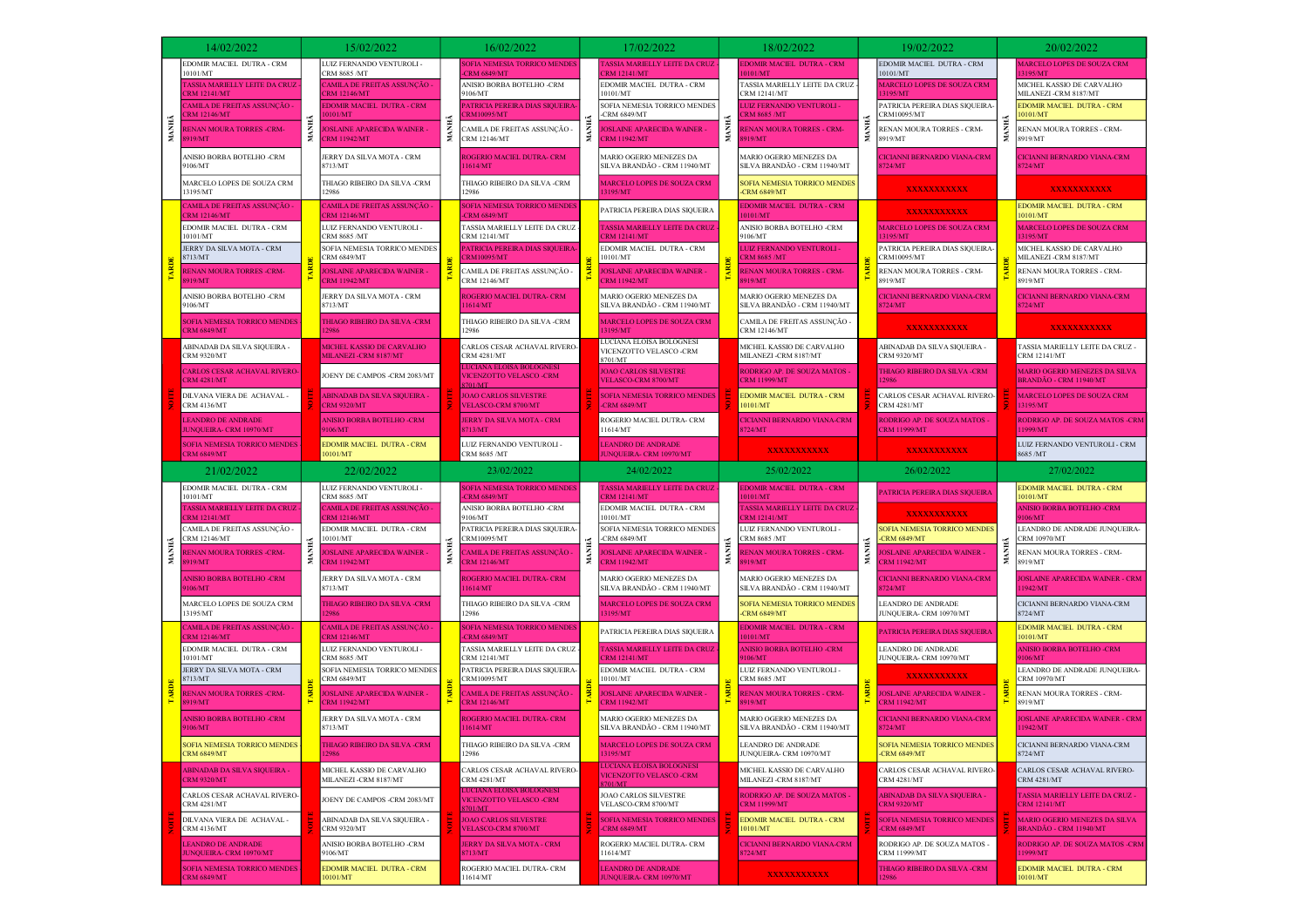| Turno | 14/02/2022 | 15/02/2022 | 16/02/2022 | 17/02/2022 | 18/02/2022 | 19/02/2022 | 20/02/2022 |
|---|---|---|---|---|---|---|---|
| MANHÃ | EDOMIR MACIEL DUTRA - CRM 10101/MT | LUIZ FERNANDO VENTUROLI - CRM 8685 /MT | SOFIA NEMESIA TORRICO MENDES -CRM 6849/MT | TASSIA MARIELLY LEITE DA CRUZ - CRM 12141/MT | EDOMIR MACIEL DUTRA - CRM 10101/MT | EDOMIR MACIEL DUTRA - CRM 10101/MT | MARCELO LOPES DE SOUZA CRM 13195/MT |
| MANHÃ | TASSIA MARIELLY LEITE DA CRUZ - CRM 12141/MT | CAMILA DE FREITAS ASSUNÇÃO - CRM 12146/MT | ANISIO BORBA BOTELHO -CRM 9106/MT | EDOMIR MACIEL DUTRA - CRM 10101/MT | TASSIA MARIELLY LEITE DA CRUZ - CRM 12141/MT | MARCELO LOPES DE SOUZA CRM 13195/MT | MICHEL KASSIO DE CARVALHO MILANEZI -CRM 8187/MT |
| MANHÃ | CAMILA DE FREITAS ASSUNÇÃO - CRM 12146/MT | EDOMIR MACIEL DUTRA - CRM 10101/MT | PATRICIA PEREIRA DIAS SIQUEIRA-CRM10095/MT | SOFIA NEMESIA TORRICO MENDES -CRM 6849/MT | LUIZ FERNANDO VENTUROLI - CRM 8685 /MT | PATRICIA PEREIRA DIAS SIQUEIRA-CRM10095/MT | EDOMIR MACIEL DUTRA - CRM 10101/MT |
| MANHÃ | RENAN MOURA TORRES -CRM-8919/MT | JOSLAINE APARECIDA WAINER - CRM 11942/MT | CAMILA DE FREITAS ASSUNÇÃO - CRM 12146/MT | JOSLAINE APARECIDA WAINER - CRM 11942/MT | RENAN MOURA TORRES - CRM-8919/MT | RENAN MOURA TORRES - CRM-8919/MT | RENAN MOURA TORRES - CRM-8919/MT |
| MANHÃ | ANISIO BORBA BOTELHO -CRM 9106/MT | JERRY DA SILVA MOTA - CRM 8713/MT | ROGERIO MACIEL DUTRA- CRM 11614/MT | MARIO OGERIO MENEZES DA SILVA BRANDÃO - CRM 11940/MT | MARIO OGERIO MENEZES DA SILVA BRANDÃO - CRM 11940/MT | CICIANNI BERNARDO VIANA-CRM 8724/MT | CICIANNI BERNARDO VIANA-CRM 8724/MT |
| MANHÃ | MARCELO LOPES DE SOUZA CRM 13195/MT | THIAGO RIBEIRO DA SILVA -CRM 12986 | THIAGO RIBEIRO DA SILVA -CRM 12986 | MARCELO LOPES DE SOUZA CRM 13195/MT | SOFIA NEMESIA TORRICO MENDES -CRM 6849/MT | XXXXXXXXXXX | XXXXXXXXXXX |
| TARDE | CAMILA DE FREITAS ASSUNÇÃO - CRM 12146/MT | CAMILA DE FREITAS ASSUNÇÃO - CRM 12146/MT | SOFIA NEMESIA TORRICO MENDES -CRM 6849/MT | PATRICIA PEREIRA DIAS SIQUEIRA | EDOMIR MACIEL DUTRA - CRM 10101/MT | XXXXXXXXXXX | EDOMIR MACIEL DUTRA - CRM 10101/MT |
| TARDE | EDOMIR MACIEL DUTRA - CRM 10101/MT | LUIZ FERNANDO VENTUROLI - CRM 8685 /MT | TASSIA MARIELLY LEITE DA CRUZ - CRM 12141/MT | TASSIA MARIELLY LEITE DA CRUZ - CRM 12141/MT | ANISIO BORBA BOTELHO -CRM 9106/MT | MARCELO LOPES DE SOUZA CRM 13195/MT | MARCELO LOPES DE SOUZA CRM 13195/MT |
| TARDE | JERRY DA SILVA MOTA - CRM 8713/MT | SOFIA NEMESIA TORRICO MENDES CRM 6849/MT | PATRICIA PEREIRA DIAS SIQUEIRA-CRM10095/MT | EDOMIR MACIEL DUTRA - CRM 10101/MT | LUIZ FERNANDO VENTUROLI - CRM 8685 /MT | PATRICIA PEREIRA DIAS SIQUEIRA-CRM10095/MT | MICHEL KASSIO DE CARVALHO MILANEZI -CRM 8187/MT |
| TARDE | RENAN MOURA TORRES -CRM-8919/MT | JOSLAINE APARECIDA WAINER - CRM 11942/MT | CAMILA DE FREITAS ASSUNÇÃO - CRM 12146/MT | JOSLAINE APARECIDA WAINER - CRM 11942/MT | RENAN MOURA TORRES - CRM-8919/MT | RENAN MOURA TORRES - CRM-8919/MT | RENAN MOURA TORRES - CRM-8919/MT |
| TARDE | ANISIO BORBA BOTELHO -CRM 9106/MT | JERRY DA SILVA MOTA - CRM 8713/MT | ROGERIO MACIEL DUTRA- CRM 11614/MT | MARIO OGERIO MENEZES DA SILVA BRANDÃO - CRM 11940/MT | MARIO OGERIO MENEZES DA SILVA BRANDÃO - CRM 11940/MT | CICIANNI BERNARDO VIANA-CRM 8724/MT | CICIANNI BERNARDO VIANA-CRM 8724/MT |
| TARDE | SOFIA NEMESIA TORRICO MENDES CRM 6849/MT | THIAGO RIBEIRO DA SILVA -CRM 12986 | THIAGO RIBEIRO DA SILVA -CRM 12986 | MARCELO LOPES DE SOUZA CRM 13195/MT | CAMILA DE FREITAS ASSUNÇÃO - CRM 12146/MT | XXXXXXXXXXX | XXXXXXXXXXX |
| NOITE | ABINADAB DA SILVA SIQUEIRA - CRM 9320/MT | MICHEL KASSIO DE CARVALHO MILANEZI -CRM 8187/MT | CARLOS CESAR ACHAVAL RIVERO-CRM 4281/MT | LUCIANA ELOISA BOLOGNESI VICENZOTTO VELASCO -CRM 8701/MT | MICHEL KASSIO DE CARVALHO MILANEZI -CRM 8187/MT | ABINADAB DA SILVA SIQUEIRA - CRM 9320/MT | TASSIA MARIELLY LEITE DA CRUZ - CRM 12141/MT |
| NOITE | CARLOS CESAR ACHAVAL RIVERO-CRM 4281/MT | JOENY DE CAMPOS -CRM 2083/MT | LUCIANA ELOISA BOLOGNESI VICENZOTTO VELASCO -CRM 8701/MT | JOAO CARLOS SILVESTRE VELASCO-CRM 8700/MT | RODRIGO AP. DE SOUZA MATOS - CRM 11999/MT | THIAGO RIBEIRO DA SILVA -CRM 12986 | MARIO OGERIO MENEZES DA SILVA BRANDÃO - CRM 11940/MT |
| NOITE | DILVANA VIERA DE ACHAVAL - CRM 4136/MT | ABINADAB DA SILVA SIQUEIRA - CRM 9320/MT | JOAO CARLOS SILVESTRE VELASCO-CRM 8700/MT | SOFIA NEMESIA TORRICO MENDES -CRM 6849/MT | EDOMIR MACIEL DUTRA - CRM 10101/MT | CARLOS CESAR ACHAVAL RIVERO-CRM 4281/MT | MARCELO LOPES DE SOUZA CRM 13195/MT |
| NOITE | LEANDRO DE ANDRADE JUNQUEIRA- CRM 10970/MT | ANISIO BORBA BOTELHO -CRM 9106/MT | JERRY DA SILVA MOTA - CRM 8713/MT | ROGERIO MACIEL DUTRA- CRM 11614/MT | CICIANNI BERNARDO VIANA-CRM 8724/MT | RODRIGO AP. DE SOUZA MATOS - CRM 11999/MT | RODRIGO AP. DE SOUZA MATOS -CRM 11999/MT |
| NOITE | SOFIA NEMESIA TORRICO MENDES CRM 6849/MT | EDOMIR MACIEL DUTRA - CRM 10101/MT | LUIZ FERNANDO VENTUROLI - CRM 8685 /MT | LEANDRO DE ANDRADE JUNQUEIRA- CRM 10970/MT | XXXXXXXXXXX | XXXXXXXXXXX | LUIZ FERNANDO VENTUROLI - CRM 8685 /MT |

| Turno | 21/02/2022 | 22/02/2022 | 23/02/2022 | 24/02/2022 | 25/02/2022 | 26/02/2022 | 27/02/2022 |
|---|---|---|---|---|---|---|---|
| MANHÃ | EDOMIR MACIEL DUTRA - CRM 10101/MT | LUIZ FERNANDO VENTUROLI - CRM 8685 /MT | SOFIA NEMESIA TORRICO MENDES -CRM 6849/MT | TASSIA MARIELLY LEITE DA CRUZ - CRM 12141/MT | EDOMIR MACIEL DUTRA - CRM 10101/MT | PATRICIA PEREIRA DIAS SIQUEIRA | EDOMIR MACIEL DUTRA - CRM 10101/MT |
| MANHÃ | TASSIA MARIELLY LEITE DA CRUZ - CRM 12141/MT | CAMILA DE FREITAS ASSUNÇÃO - CRM 12146/MT | ANISIO BORBA BOTELHO -CRM 9106/MT | EDOMIR MACIEL DUTRA - CRM 10101/MT | TASSIA MARIELLY LEITE DA CRUZ - CRM 12141/MT | XXXXXXXXXXX | ANISIO BORBA BOTELHO -CRM 9106/MT |
| MANHÃ | CAMILA DE FREITAS ASSUNÇÃO - CRM 12146/MT | EDOMIR MACIEL DUTRA - CRM 10101/MT | PATRICIA PEREIRA DIAS SIQUEIRA-CRM10095/MT | SOFIA NEMESIA TORRICO MENDES -CRM 6849/MT | LUIZ FERNANDO VENTUROLI - CRM 8685 /MT | SOFIA NEMESIA TORRICO MENDES -CRM 6849/MT | LEANDRO DE ANDRADE JUNQUEIRA-CRM 10970/MT |
| MANHÃ | RENAN MOURA TORRES -CRM-8919/MT | JOSLAINE APARECIDA WAINER - CRM 11942/MT | CAMILA DE FREITAS ASSUNÇÃO - CRM 12146/MT | JOSLAINE APARECIDA WAINER - CRM 11942/MT | RENAN MOURA TORRES - CRM-8919/MT | JOSLAINE APARECIDA WAINER - CRM 11942/MT | RENAN MOURA TORRES - CRM-8919/MT |
| MANHÃ | ANISIO BORBA BOTELHO -CRM 9106/MT | JERRY DA SILVA MOTA - CRM 8713/MT | ROGERIO MACIEL DUTRA- CRM 11614/MT | MARIO OGERIO MENEZES DA SILVA BRANDÃO - CRM 11940/MT | MARIO OGERIO MENEZES DA SILVA BRANDÃO - CRM 11940/MT | CICIANNI BERNARDO VIANA-CRM 8724/MT | JOSLAINE APARECIDA WAINER - CRM 11942/MT |
| MANHÃ | MARCELO LOPES DE SOUZA CRM 13195/MT | THIAGO RIBEIRO DA SILVA -CRM 12986 | THIAGO RIBEIRO DA SILVA -CRM 12986 | MARCELO LOPES DE SOUZA CRM 13195/MT | SOFIA NEMESIA TORRICO MENDES -CRM 6849/MT | LEANDRO DE ANDRADE JUNQUEIRA- CRM 10970/MT | CICIANNI BERNARDO VIANA-CRM 8724/MT |
| TARDE | CAMILA DE FREITAS ASSUNÇÃO - CRM 12146/MT | CAMILA DE FREITAS ASSUNÇÃO - CRM 12146/MT | SOFIA NEMESIA TORRICO MENDES -CRM 6849/MT | PATRICIA PEREIRA DIAS SIQUEIRA | EDOMIR MACIEL DUTRA - CRM 10101/MT | PATRICIA PEREIRA DIAS SIQUEIRA | EDOMIR MACIEL DUTRA - CRM 10101/MT |
| TARDE | EDOMIR MACIEL DUTRA - CRM 10101/MT | LUIZ FERNANDO VENTUROLI - CRM 8685 /MT | TASSIA MARIELLY LEITE DA CRUZ - CRM 12141/MT | TASSIA MARIELLY LEITE DA CRUZ - CRM 12141/MT | ANISIO BORBA BOTELHO -CRM 9106/MT | LEANDRO DE ANDRADE JUNQUEIRA- CRM 10970/MT | ANISIO BORBA BOTELHO -CRM 9106/MT |
| TARDE | JERRY DA SILVA MOTA - CRM 8713/MT | SOFIA NEMESIA TORRICO MENDES CRM 6849/MT | PATRICIA PEREIRA DIAS SIQUEIRA-CRM10095/MT | EDOMIR MACIEL DUTRA - CRM 10101/MT | LUIZ FERNANDO VENTUROLI - CRM 8685 /MT | XXXXXXXXXXX | LEANDRO DE ANDRADE JUNQUEIRA-CRM 10970/MT |
| TARDE | RENAN MOURA TORRES -CRM-8919/MT | JOSLAINE APARECIDA WAINER - CRM 11942/MT | CAMILA DE FREITAS ASSUNÇÃO - CRM 12146/MT | JOSLAINE APARECIDA WAINER - CRM 11942/MT | RENAN MOURA TORRES - CRM-8919/MT | JOSLAINE APARECIDA WAINER - CRM 11942/MT | RENAN MOURA TORRES - CRM-8919/MT |
| TARDE | ANISIO BORBA BOTELHO -CRM 9106/MT | JERRY DA SILVA MOTA - CRM 8713/MT | ROGERIO MACIEL DUTRA- CRM 11614/MT | MARIO OGERIO MENEZES DA SILVA BRANDÃO - CRM 11940/MT | MARIO OGERIO MENEZES DA SILVA BRANDÃO - CRM 11940/MT | CICIANNI BERNARDO VIANA-CRM 8724/MT | JOSLAINE APARECIDA WAINER - CRM 11942/MT |
| TARDE | SOFIA NEMESIA TORRICO MENDES CRM 6849/MT | THIAGO RIBEIRO DA SILVA -CRM 12986 | THIAGO RIBEIRO DA SILVA -CRM 12986 | MARCELO LOPES DE SOUZA CRM 13195/MT | LEANDRO DE ANDRADE JUNQUEIRA- CRM 10970/MT | SOFIA NEMESIA TORRICO MENDES -CRM 6849/MT | CICIANNI BERNARDO VIANA-CRM 8724/MT |
| NOITE | ABINADAB DA SILVA SIQUEIRA - CRM 9320/MT | MICHEL KASSIO DE CARVALHO MILANEZI -CRM 8187/MT | CARLOS CESAR ACHAVAL RIVERO-CRM 4281/MT | LUCIANA ELOISA BOLOGNESI VICENZOTTO VELASCO -CRM 8701/MT | MICHEL KASSIO DE CARVALHO MILANEZI -CRM 8187/MT | CARLOS CESAR ACHAVAL RIVERO-CRM 4281/MT | CARLOS CESAR ACHAVAL RIVERO-CRM 4281/MT |
| NOITE | CARLOS CESAR ACHAVAL RIVERO-CRM 4281/MT | JOENY DE CAMPOS -CRM 2083/MT | LUCIANA ELOISA BOLOGNESI VICENZOTTO VELASCO -CRM 8701/MT | JOAO CARLOS SILVESTRE VELASCO-CRM 8700/MT | RODRIGO AP. DE SOUZA MATOS - CRM 11999/MT | ABINADAB DA SILVA SIQUEIRA - CRM 9320/MT | TASSIA MARIELLY LEITE DA CRUZ - CRM 12141/MT |
| NOITE | DILVANA VIERA DE ACHAVAL - CRM 4136/MT | ABINADAB DA SILVA SIQUEIRA - CRM 9320/MT | JOAO CARLOS SILVESTRE VELASCO-CRM 8700/MT | SOFIA NEMESIA TORRICO MENDES -CRM 6849/MT | EDOMIR MACIEL DUTRA - CRM 10101/MT | SOFIA NEMESIA TORRICO MENDES -CRM 6849/MT | MARIO OGERIO MENEZES DA SILVA BRANDÃO - CRM 11940/MT |
| NOITE | LEANDRO DE ANDRADE JUNQUEIRA- CRM 10970/MT | ANISIO BORBA BOTELHO -CRM 9106/MT | JERRY DA SILVA MOTA - CRM 8713/MT | ROGERIO MACIEL DUTRA- CRM 11614/MT | CICIANNI BERNARDO VIANA-CRM 8724/MT | RODRIGO AP. DE SOUZA MATOS - CRM 11999/MT | RODRIGO AP. DE SOUZA MATOS -CRM 11999/MT |
| NOITE | SOFIA NEMESIA TORRICO MENDES CRM 6849/MT | EDOMIR MACIEL DUTRA - CRM 10101/MT | ROGERIO MACIEL DUTRA- CRM 11614/MT | LEANDRO DE ANDRADE JUNQUEIRA- CRM 10970/MT | XXXXXXXXXXX | THIAGO RIBEIRO DA SILVA -CRM 12986 | EDOMIR MACIEL DUTRA - CRM 10101/MT |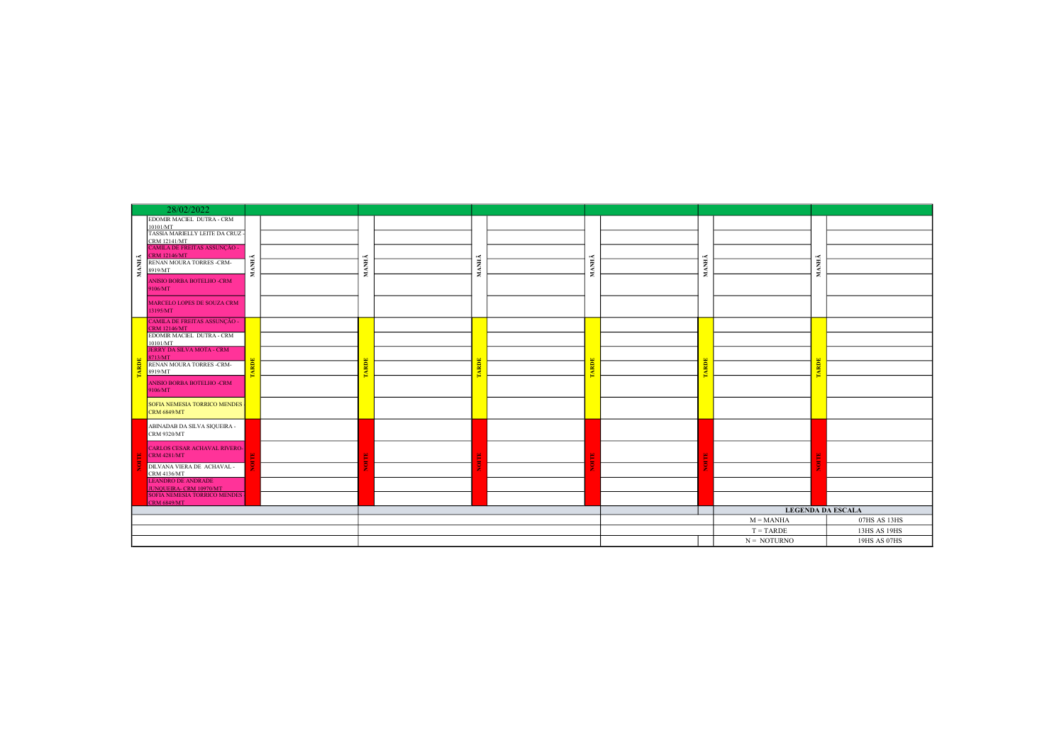| 28/02/2022 | | | | | | | | | | | |
|---|---|---|---|---|---|---|---|---|---|---|---|
| MANHÃ | EDOMIR MACIEL DUTRA - CRM 10101/MT | MANHÃ | | MANHÃ | | MANHÃ | | MANHÃ | | MANHÃ | |
| | TASSIA MARIELLY LEITE DA CRUZ - CRM 12141/MT | | | | | | | | | | |
| | CAMILA DE FREITAS ASSUNÇÃO - CRM 12146/MT | | | | | | | | | | |
| | RENAN MOURA TORRES -CRM- 8919/MT | | | | | | | | | | |
| | ANISIO BORBA BOTELHO -CRM 9106/MT | | | | | | | | | | |
| | MARCELO LOPES DE SOUZA CRM 13195/MT | | | | | | | | | | |
| TARDE | CAMILA DE FREITAS ASSUNÇÃO - CRM 12146/MT | TARDE | | TARDE | | TARDE | | TARDE | | TARDE | |
| | EDOMIR MACIEL DUTRA - CRM 10101/MT | | | | | | | | | | |
| | JERRY DA SILVA MOTA - CRM 8713/MT | | | | | | | | | | |
| | RENAN MOURA TORRES -CRM- 8919/MT | | | | | | | | | | |
| | ANISIO BORBA BOTELHO -CRM 9106/MT | | | | | | | | | | |
| | SOFIA NEMESIA TORRICO MENDES CRM 6849/MT | | | | | | | | | | |
| NOITE | ABINADAB DA SILVA SIQUEIRA - CRM 9320/MT | NOITE | | NOITE | | NOITE | | NOITE | | NOITE | |
| | CARLOS CESAR ACHAVAL RIVERO- CRM 4281/MT | | | | | | | | | | |
| | DILVANA VIERA DE ACHAVAL - CRM 4136/MT | | | | | | | | | | |
| | LEANDRO DE ANDRADE JUNQUEIRA- CRM 10970/MT | | | | | | | | | | |
| | SOFIA NEMESIA TORRICO MENDES CRM 6849/MT | | | | | | | | | | |

| LEGENDA DA ESCALA | |
|---|---|
| M = MANHA | 07HS AS 13HS |
| T = TARDE | 13HS AS 19HS |
| N = NOTURNO | 19HS AS 07HS |